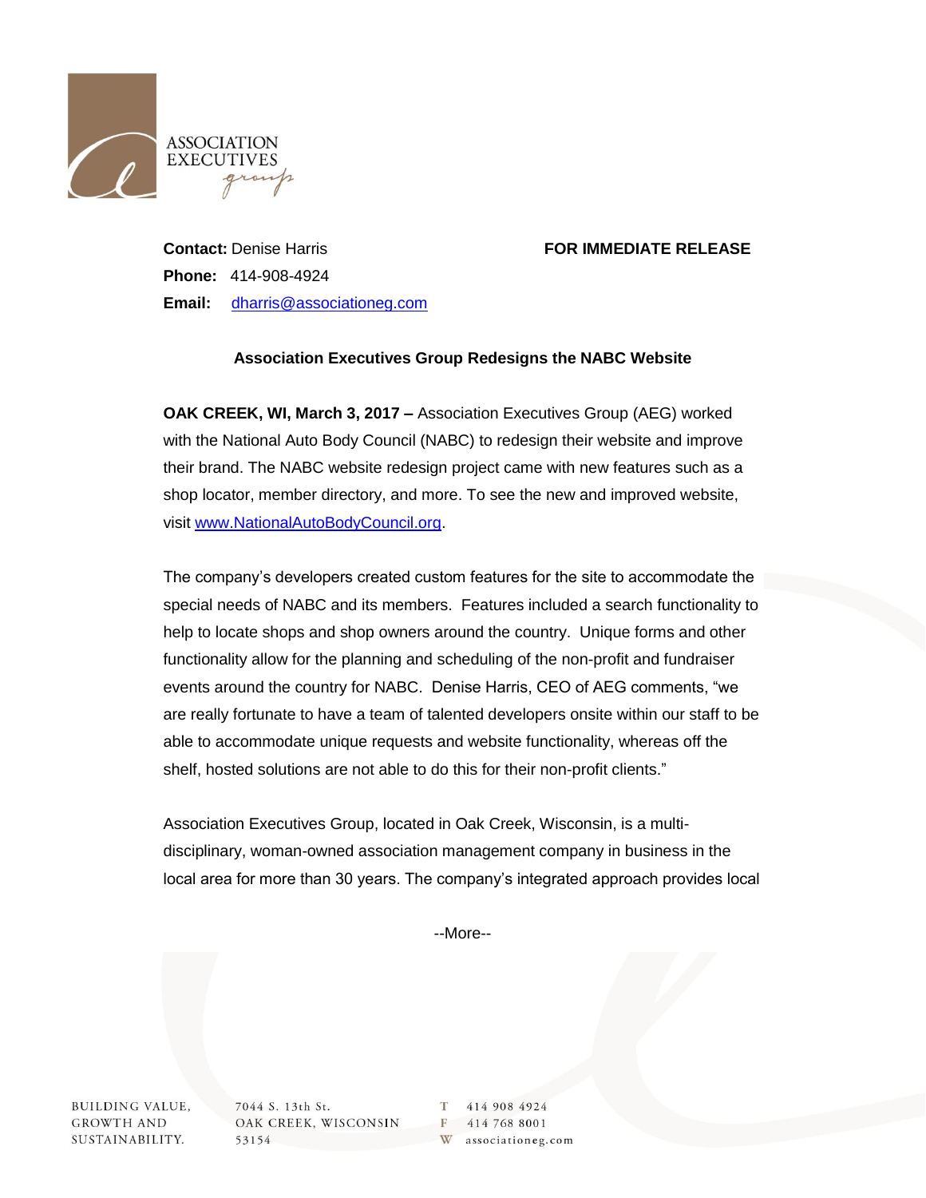**Contact:** Denise Harris

**Phone:** 414-908-4924

**Email:** dharris@associationeg.com

**FOR IMMEDIATE RELEASE**

## Association Executives Group Redesigns the NABC Website

**OAK CREEK, WI, March 3, 2017 –** Association Executives Group (AEG) worked with the National Auto Body Council (NABC) to redesign their website and improve their brand. The NABC website redesign project came with new features such as a shop locator, member directory, and more. To see the new and improved website, visit www.NationalAutoBodyCouncil.org.

The company's developers created custom features for the site to accommodate the special needs of NABC and its members. Features included a search functionality to help to locate shops and shop owners around the country. Unique forms and other functionality allow for the planning and scheduling of the non-profit and fundraiser events around the country for NABC. Denise Harris, CEO of AEG comments, "we are really fortunate to have a team of talented developers onsite within our staff to be able to accommodate unique requests and website functionality, whereas off the shelf, hosted solutions are not able to do this for their non-profit clients."

Association Executives Group, located in Oak Creek, Wisconsin, is a multi-disciplinary, woman-owned association management company in business in the local area for more than 30 years. The company's integrated approach provides local

--More--

BUILDING VALUE, GROWTH AND SUSTAINABILITY.

7044 S. 13th St.
OAK CREEK, WISCONSIN
53154

T 414 908 4924
F 414 768 8001
W associationeg.com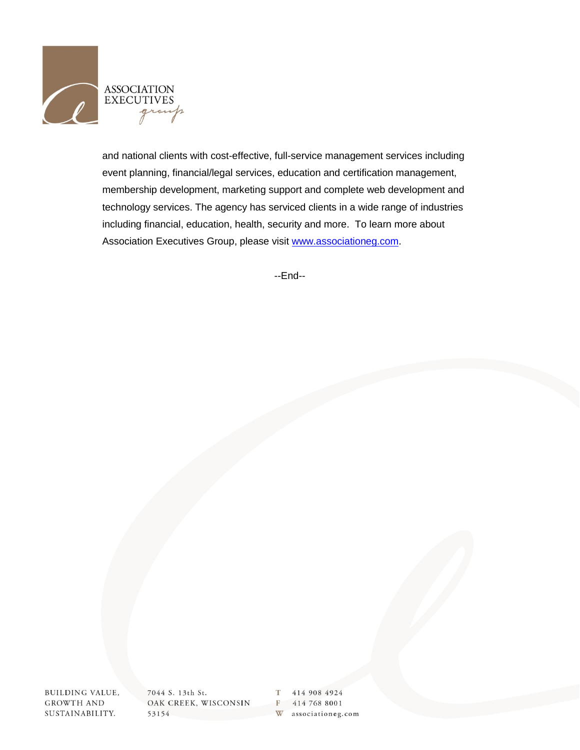and national clients with cost-effective, full-service management services including event planning, financial/legal services, education and certification management, membership development, marketing support and complete web development and technology services. The agency has serviced clients in a wide range of industries including financial, education, health, security and more. To learn more about Association Executives Group, please visit [www.associationeg.com](http://www.associationeg.com).

--End--